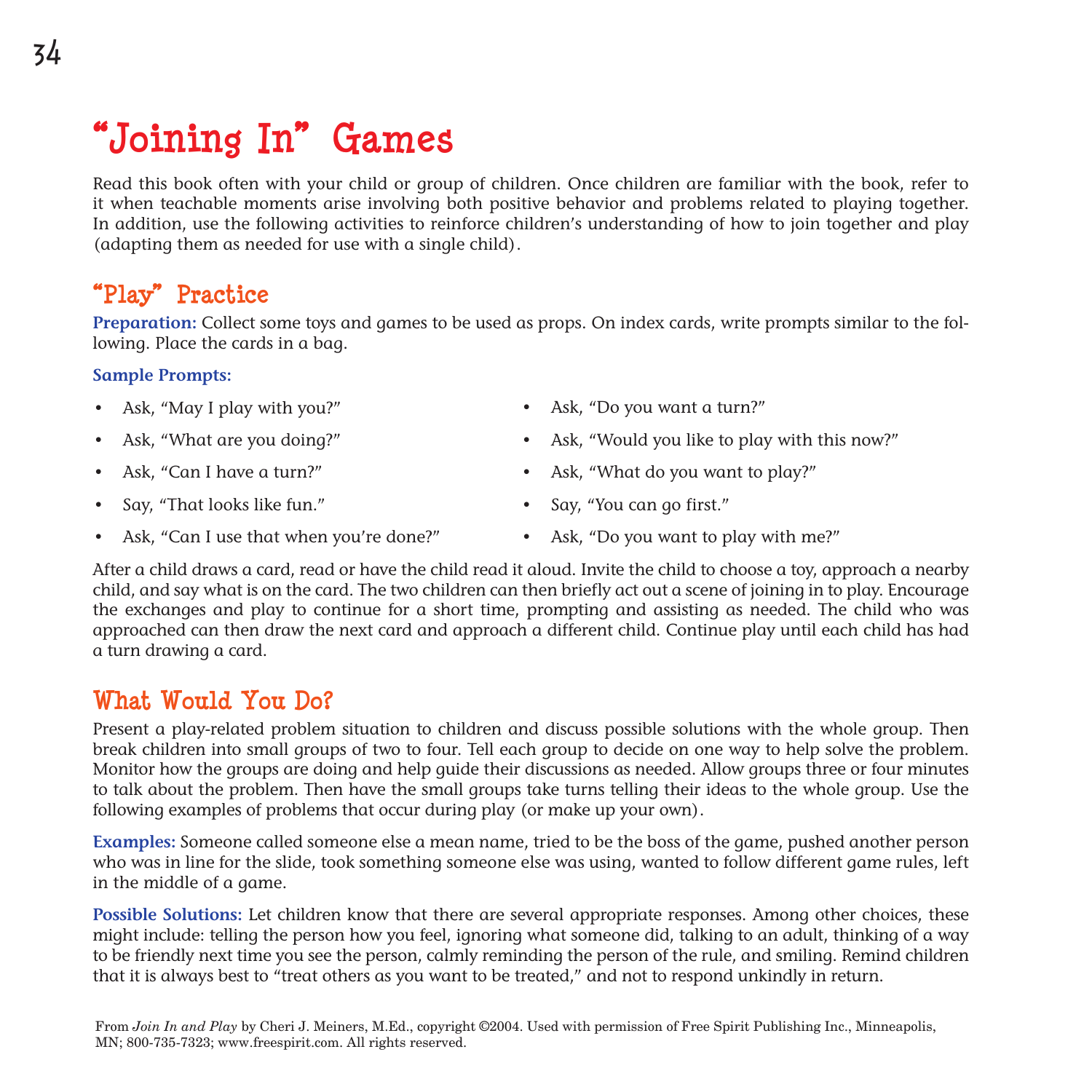# "Joining In" Games

Read this book often with your child or group of children. Once children are familiar with the book, refer to it when teachable moments arise involving both positive behavior and problems related to playing together. In addition, use the following activities to reinforce children's understanding of how to join together and play (adapting them as needed for use with a single child).

## "Play" Practice

**Preparation:** Collect some toys and games to be used as props. On index cards, write prompts similar to the following. Place the cards in a bag.

**Sample Prompts:**

- Ask, "May I play with you?"
- Ask, "What are you doing?"
- Ask, "Can I have a turn?"
- Say, "That looks like fun."
- Ask, "Can I use that when you're done?"
- Ask, "Do you want a turn?"
- Ask, "Would you like to play with this now?"
- Ask, "What do you want to play?"
- Say, "You can go first."
- Ask, "Do you want to play with me?"

After a child draws a card, read or have the child read it aloud. Invite the child to choose a toy, approach a nearby child, and say what is on the card. The two children can then briefly act out a scene of joining in to play. Encourage the exchanges and play to continue for a short time, prompting and assisting as needed. The child who was approached can then draw the next card and approach a different child. Continue play until each child has had a turn drawing a card.

## What Would You Do?

Present a play-related problem situation to children and discuss possible solutions with the whole group. Then break children into small groups of two to four. Tell each group to decide on one way to help solve the problem. Monitor how the groups are doing and help guide their discussions as needed. Allow groups three or four minutes to talk about the problem. Then have the small groups take turns telling their ideas to the whole group. Use the following examples of problems that occur during play (or make up your own).

**Examples:** Someone called someone else a mean name, tried to be the boss of the game, pushed another person who was in line for the slide, took something someone else was using, wanted to follow different game rules, left in the middle of a game.

**Possible Solutions:** Let children know that there are several appropriate responses. Among other choices, these might include: telling the person how you feel, ignoring what someone did, talking to an adult, thinking of a way to be friendly next time you see the person, calmly reminding the person of the rule, and smiling. Remind children that it is always best to "treat others as you want to be treated," and not to respond unkindly in return.

From *Join In and Play* by Cheri J. Meiners, M.Ed., copyright ©2004. Used with permission of Free Spirit Publishing Inc., Minneapolis, MN; 800-735-7323; www.freespirit.com. All rights reserved.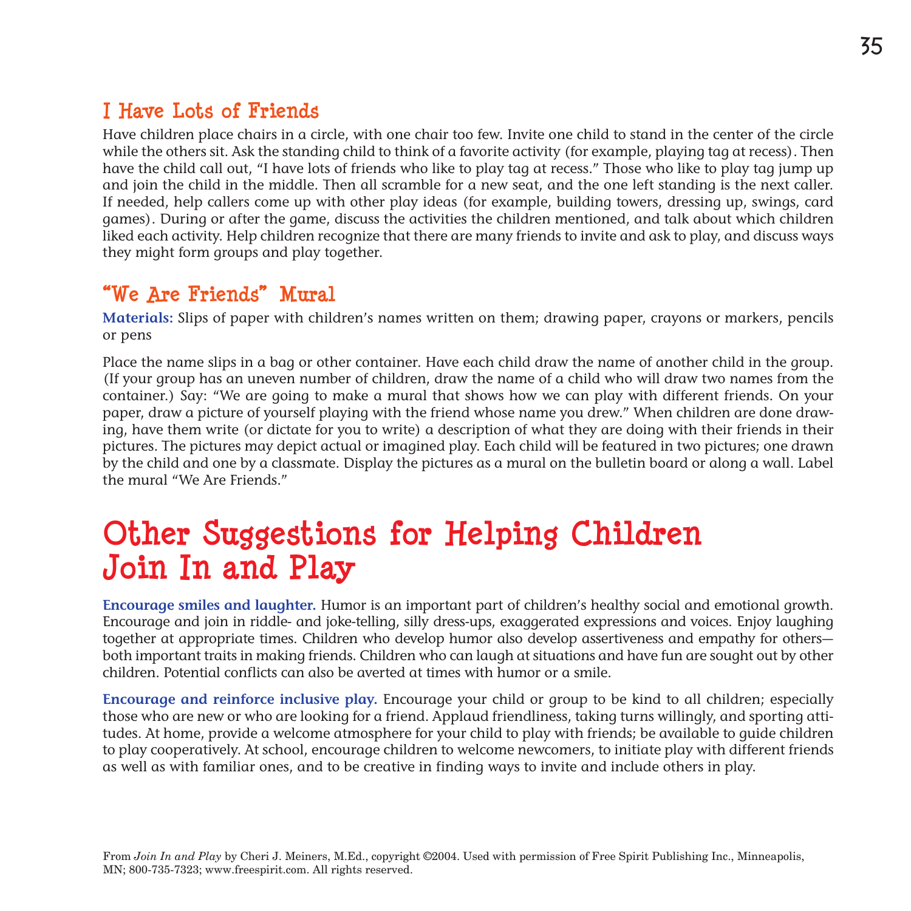## I Have Lots of Friends

Have children place chairs in a circle, with one chair too few. Invite one child to stand in the center of the circle while the others sit. Ask the standing child to think of a favorite activity (for example, playing tag at recess). Then have the child call out, "I have lots of friends who like to play tag at recess." Those who like to play tag jump up and join the child in the middle. Then all scramble for a new seat, and the one left standing is the next caller. If needed, help callers come up with other play ideas (for example, building towers, dressing up, swings, card games). During or after the game, discuss the activities the children mentioned, and talk about which children liked each activity. Help children recognize that there are many friends to invite and ask to play, and discuss ways they might form groups and play together.

## "We Are Friends" Mural

**Materials:** Slips of paper with children's names written on them; drawing paper, crayons or markers, pencils or pens

Place the name slips in a bag or other container. Have each child draw the name of another child in the group. (If your group has an uneven number of children, draw the name of a child who will draw two names from the container.) Say: "We are going to make a mural that shows how we can play with different friends. On your paper, draw a picture of yourself playing with the friend whose name you drew." When children are done drawing, have them write (or dictate for you to write) a description of what they are doing with their friends in their pictures. The pictures may depict actual or imagined play. Each child will be featured in two pictures; one drawn by the child and one by a classmate. Display the pictures as a mural on the bulletin board or along a wall. Label the mural "We Are Friends."

# Other Suggestions for Helping Children Join In and Play

**Encourage smiles and laughter.** Humor is an important part of children's healthy social and emotional growth. Encourage and join in riddle- and joke-telling, silly dress-ups, exaggerated expressions and voices. Enjoy laughing together at appropriate times. Children who develop humor also develop assertiveness and empathy for others—both important traits in making friends. Children who can laugh at situations and have fun are sought out by other children. Potential conflicts can also be averted at times with humor or a smile.

**Encourage and reinforce inclusive play.** Encourage your child or group to be kind to all children; especially those who are new or who are looking for a friend. Applaud friendliness, taking turns willingly, and sporting attitudes. At home, provide a welcome atmosphere for your child to play with friends; be available to guide children to play cooperatively. At school, encourage children to welcome newcomers, to initiate play with different friends as well as with familiar ones, and to be creative in finding ways to invite and include others in play.

From *Join In and Play* by Cheri J. Meiners, M.Ed., copyright ©2004. Used with permission of Free Spirit Publishing Inc., Minneapolis, MN; 800-735-7323; www.freespirit.com. All rights reserved.